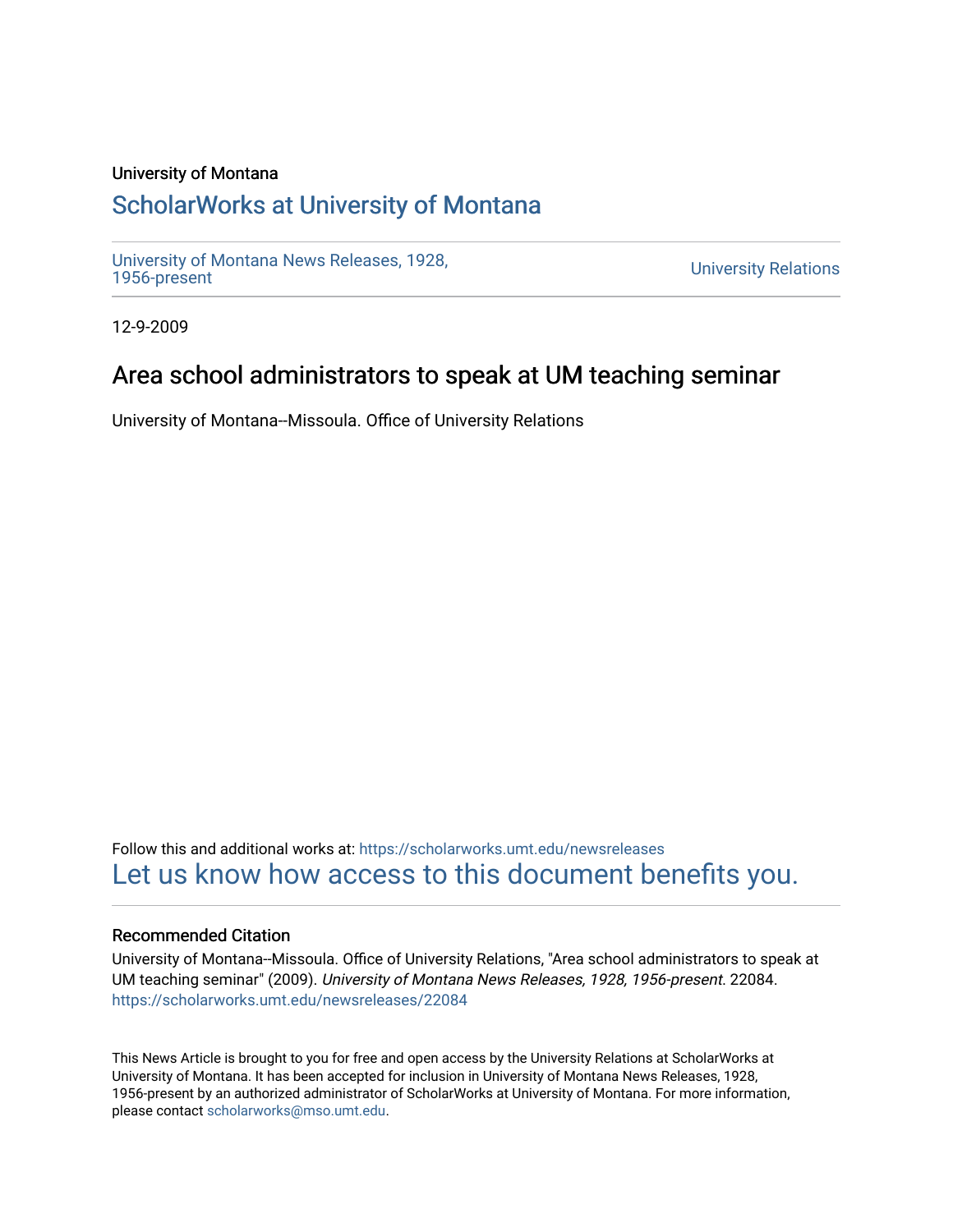University of Montana

# ScholarWorks at University of Montana

University of Montana News Releases, 1928, 1956-present

University Relations

12-9-2009

## Area school administrators to speak at UM teaching seminar

University of Montana--Missoula. Office of University Relations

Follow this and additional works at: https://scholarworks.umt.edu/newsreleases

Let us know how access to this document benefits you.

### Recommended Citation

University of Montana--Missoula. Office of University Relations, "Area school administrators to speak at UM teaching seminar" (2009). *University of Montana News Releases, 1928, 1956-present*. 22084.
https://scholarworks.umt.edu/newsreleases/22084

This News Article is brought to you for free and open access by the University Relations at ScholarWorks at University of Montana. It has been accepted for inclusion in University of Montana News Releases, 1928, 1956-present by an authorized administrator of ScholarWorks at University of Montana. For more information, please contact scholarworks@mso.umt.edu.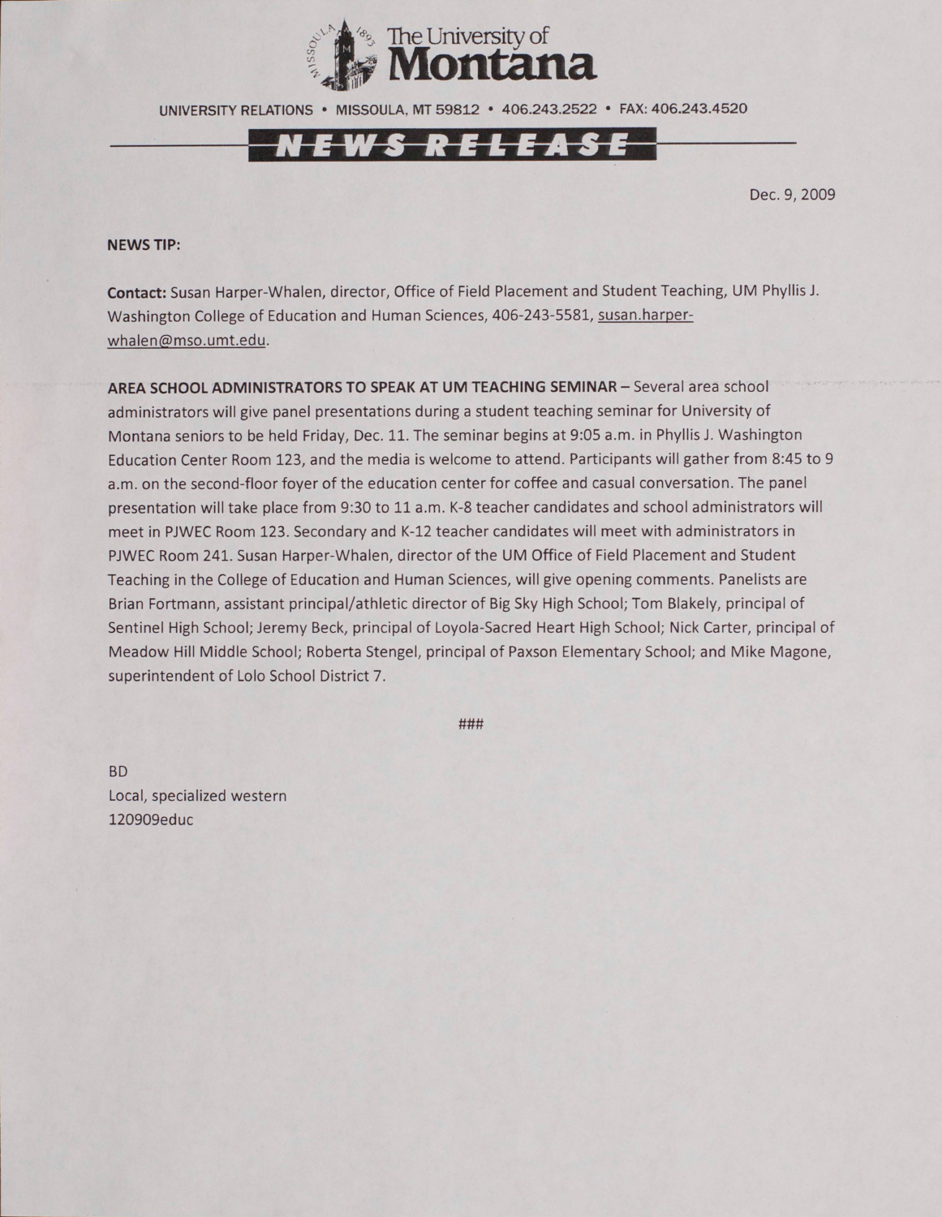The University of Montana

UNIVERSITY RELATIONS • MISSOULA, MT 59812 • 406.243.2522 • FAX: 406.243.4520

# NEWS RELEASE

Dec. 9, 2009

**NEWS TIP:**

**Contact:** Susan Harper-Whalen, director, Office of Field Placement and Student Teaching, UM Phyllis J. Washington College of Education and Human Sciences, 406-243-5581, susan.harper-whalen@mso.umt.edu.

**AREA SCHOOL ADMINISTRATORS TO SPEAK AT UM TEACHING SEMINAR** – Several area school administrators will give panel presentations during a student teaching seminar for University of Montana seniors to be held Friday, Dec. 11. The seminar begins at 9:05 a.m. in Phyllis J. Washington Education Center Room 123, and the media is welcome to attend. Participants will gather from 8:45 to 9 a.m. on the second-floor foyer of the education center for coffee and casual conversation. The panel presentation will take place from 9:30 to 11 a.m. K-8 teacher candidates and school administrators will meet in PJWEC Room 123. Secondary and K-12 teacher candidates will meet with administrators in PJWEC Room 241. Susan Harper-Whalen, director of the UM Office of Field Placement and Student Teaching in the College of Education and Human Sciences, will give opening comments. Panelists are Brian Fortmann, assistant principal/athletic director of Big Sky High School; Tom Blakely, principal of Sentinel High School; Jeremy Beck, principal of Loyola-Sacred Heart High School; Nick Carter, principal of Meadow Hill Middle School; Roberta Stengel, principal of Paxson Elementary School; and Mike Magone, superintendent of Lolo School District 7.

###

BD
Local, specialized western
120909educ